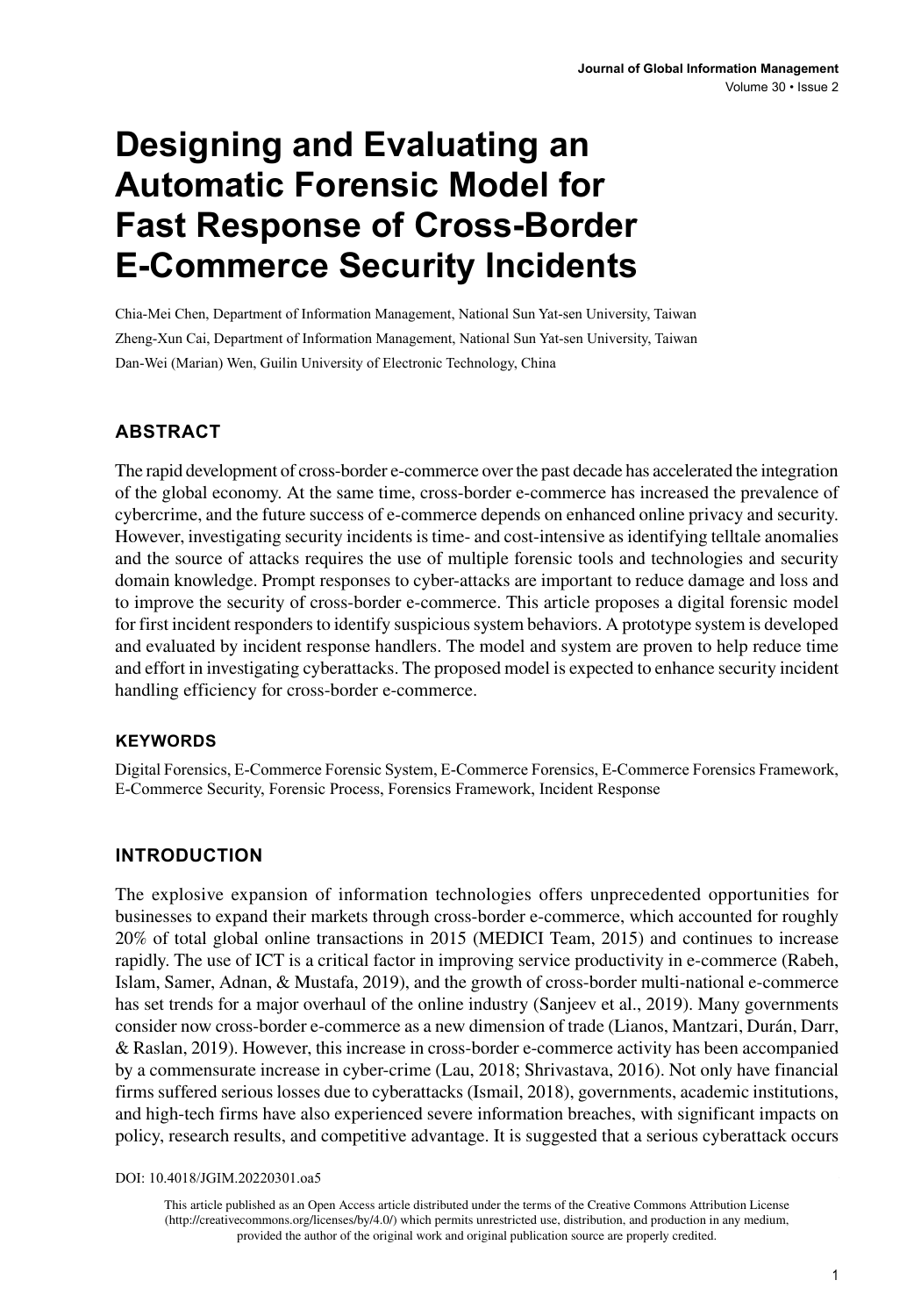# Designing and Evaluating an Automatic Forensic Model for Fast Response of Cross-Border E-Commerce Security Incidents

Chia-Mei Chen, Department of Information Management, National Sun Yat-sen University, Taiwan

Zheng-Xun Cai, Department of Information Management, National Sun Yat-sen University, Taiwan

Dan-Wei (Marian) Wen, Guilin University of Electronic Technology, China

## ABSTRACT

The rapid development of cross-border e-commerce over the past decade has accelerated the integration of the global economy. At the same time, cross-border e-commerce has increased the prevalence of cybercrime, and the future success of e-commerce depends on enhanced online privacy and security. However, investigating security incidents is time- and cost-intensive as identifying telltale anomalies and the source of attacks requires the use of multiple forensic tools and technologies and security domain knowledge. Prompt responses to cyber-attacks are important to reduce damage and loss and to improve the security of cross-border e-commerce. This article proposes a digital forensic model for first incident responders to identify suspicious system behaviors. A prototype system is developed and evaluated by incident response handlers. The model and system are proven to help reduce time and effort in investigating cyberattacks. The proposed model is expected to enhance security incident handling efficiency for cross-border e-commerce.

### KEYWORDS

Digital Forensics, E-Commerce Forensic System, E-Commerce Forensics, E-Commerce Forensics Framework, E-Commerce Security, Forensic Process, Forensics Framework, Incident Response

## INTRODUCTION

The explosive expansion of information technologies offers unprecedented opportunities for businesses to expand their markets through cross-border e-commerce, which accounted for roughly 20% of total global online transactions in 2015 (MEDICI Team, 2015) and continues to increase rapidly. The use of ICT is a critical factor in improving service productivity in e-commerce (Rabeh, Islam, Samer, Adnan, & Mustafa, 2019), and the growth of cross-border multi-national e-commerce has set trends for a major overhaul of the online industry (Sanjeev et al., 2019). Many governments consider now cross-border e-commerce as a new dimension of trade (Lianos, Mantzari, Durán, Darr, & Raslan, 2019). However, this increase in cross-border e-commerce activity has been accompanied by a commensurate increase in cyber-crime (Lau, 2018; Shrivastava, 2016). Not only have financial firms suffered serious losses due to cyberattacks (Ismail, 2018), governments, academic institutions, and high-tech firms have also experienced severe information breaches, with significant impacts on policy, research results, and competitive advantage. It is suggested that a serious cyberattack occurs

DOI: 10.4018/JGIM.20220301.oa5

This article published as an Open Access article distributed under the terms of the Creative Commons Attribution License (http://creativecommons.org/licenses/by/4.0/) which permits unrestricted use, distribution, and production in any medium, provided the author of the original work and original publication source are properly credited.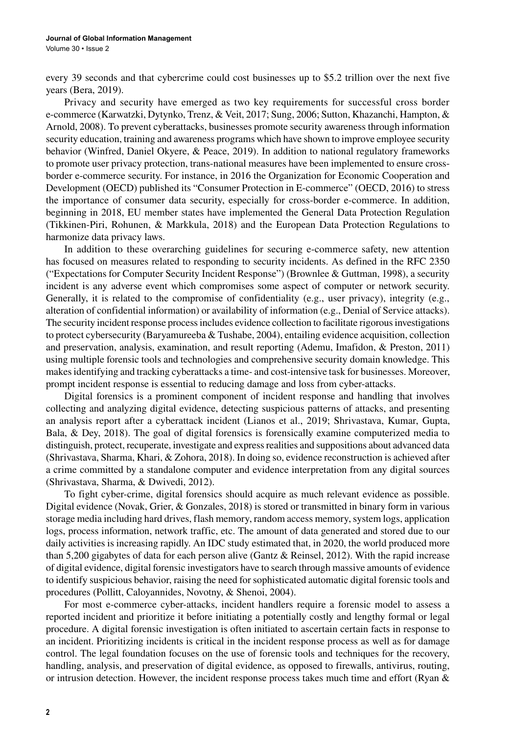every 39 seconds and that cybercrime could cost businesses up to $5.2 trillion over the next five years (Bera, 2019).

Privacy and security have emerged as two key requirements for successful cross border e-commerce (Karwatzki, Dytynko, Trenz, & Veit, 2017; Sung, 2006; Sutton, Khazanchi, Hampton, & Arnold, 2008). To prevent cyberattacks, businesses promote security awareness through information security education, training and awareness programs which have shown to improve employee security behavior (Winfred, Daniel Okyere, & Peace, 2019). In addition to national regulatory frameworks to promote user privacy protection, trans-national measures have been implemented to ensure cross-border e-commerce security. For instance, in 2016 the Organization for Economic Cooperation and Development (OECD) published its "Consumer Protection in E-commerce" (OECD, 2016) to stress the importance of consumer data security, especially for cross-border e-commerce. In addition, beginning in 2018, EU member states have implemented the General Data Protection Regulation (Tikkinen-Piri, Rohunen, & Markkula, 2018) and the European Data Protection Regulations to harmonize data privacy laws.

In addition to these overarching guidelines for securing e-commerce safety, new attention has focused on measures related to responding to security incidents. As defined in the RFC 2350 ("Expectations for Computer Security Incident Response") (Brownlee & Guttman, 1998), a security incident is any adverse event which compromises some aspect of computer or network security. Generally, it is related to the compromise of confidentiality (e.g., user privacy), integrity (e.g., alteration of confidential information) or availability of information (e.g., Denial of Service attacks). The security incident response process includes evidence collection to facilitate rigorous investigations to protect cybersecurity (Baryamureeba & Tushabe, 2004), entailing evidence acquisition, collection and preservation, analysis, examination, and result reporting (Ademu, Imafidon, & Preston, 2011) using multiple forensic tools and technologies and comprehensive security domain knowledge. This makes identifying and tracking cyberattacks a time- and cost-intensive task for businesses. Moreover, prompt incident response is essential to reducing damage and loss from cyber-attacks.

Digital forensics is a prominent component of incident response and handling that involves collecting and analyzing digital evidence, detecting suspicious patterns of attacks, and presenting an analysis report after a cyberattack incident (Lianos et al., 2019; Shrivastava, Kumar, Gupta, Bala, & Dey, 2018). The goal of digital forensics is forensically examine computerized media to distinguish, protect, recuperate, investigate and express realities and suppositions about advanced data (Shrivastava, Sharma, Khari, & Zohora, 2018). In doing so, evidence reconstruction is achieved after a crime committed by a standalone computer and evidence interpretation from any digital sources (Shrivastava, Sharma, & Dwivedi, 2012).

To fight cyber-crime, digital forensics should acquire as much relevant evidence as possible. Digital evidence (Novak, Grier, & Gonzales, 2018) is stored or transmitted in binary form in various storage media including hard drives, flash memory, random access memory, system logs, application logs, process information, network traffic, etc. The amount of data generated and stored due to our daily activities is increasing rapidly. An IDC study estimated that, in 2020, the world produced more than 5,200 gigabytes of data for each person alive (Gantz & Reinsel, 2012). With the rapid increase of digital evidence, digital forensic investigators have to search through massive amounts of evidence to identify suspicious behavior, raising the need for sophisticated automatic digital forensic tools and procedures (Pollitt, Caloyannides, Novotny, & Shenoi, 2004).

For most e-commerce cyber-attacks, incident handlers require a forensic model to assess a reported incident and prioritize it before initiating a potentially costly and lengthy formal or legal procedure. A digital forensic investigation is often initiated to ascertain certain facts in response to an incident. Prioritizing incidents is critical in the incident response process as well as for damage control. The legal foundation focuses on the use of forensic tools and techniques for the recovery, handling, analysis, and preservation of digital evidence, as opposed to firewalls, antivirus, routing, or intrusion detection. However, the incident response process takes much time and effort (Ryan &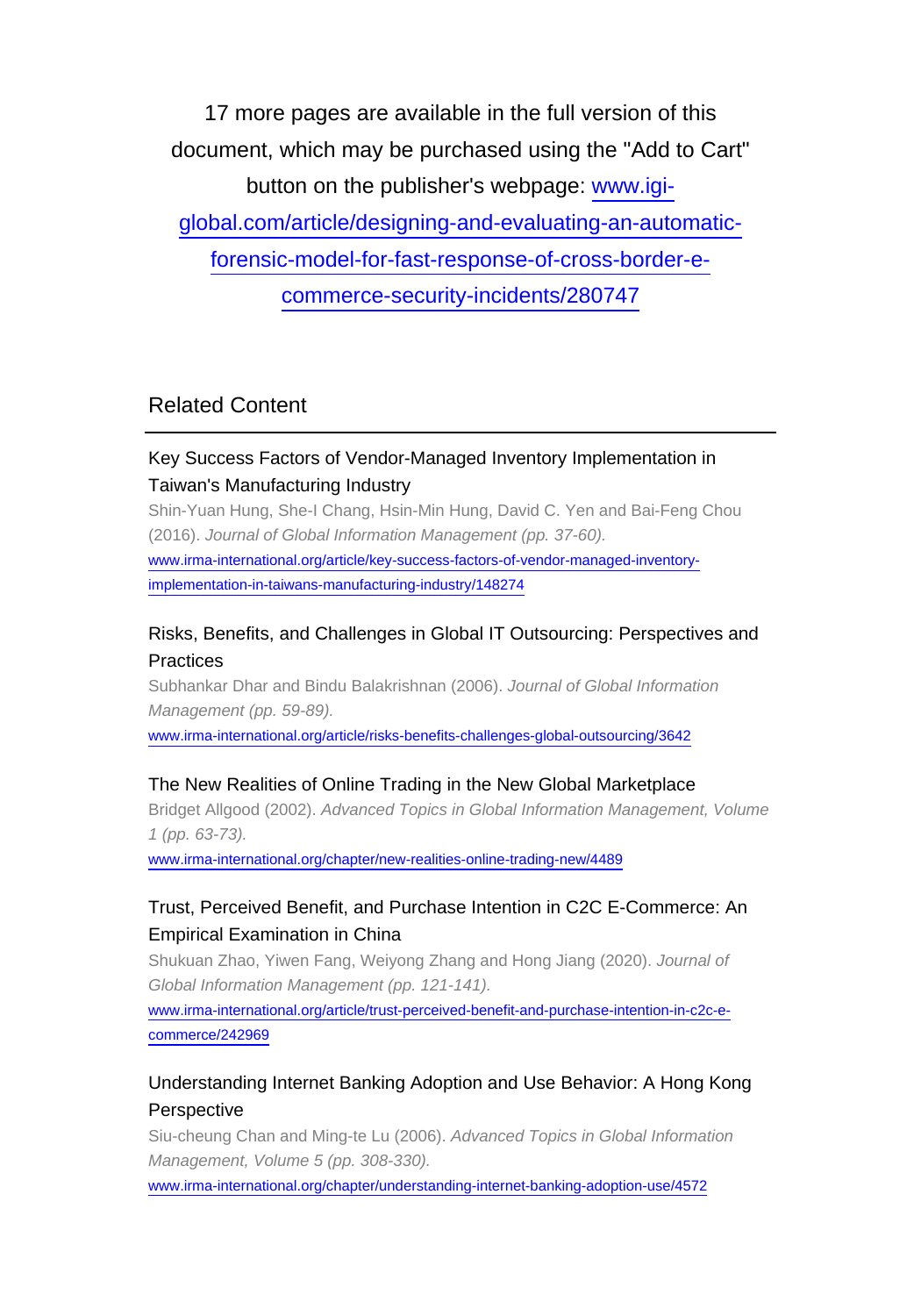17 more pages are available in the full version of this document, which may be purchased using the "Add to Cart" button on the publisher's webpage: [www.igi-global.com/article/designing-and-evaluating-an-automatic-forensic-model-for-fast-response-of-cross-border-e-commerce-security-incidents/280747](www.igi-global.com/article/designing-and-evaluating-an-automatic-forensic-model-for-fast-response-of-cross-border-e-commerce-security-incidents/280747)

## Related Content

**Key Success Factors of Vendor-Managed Inventory Implementation in Taiwan's Manufacturing Industry**

Shin-Yuan Hung, She-I Chang, Hsin-Min Hung, David C. Yen and Bai-Feng Chou (2016). *Journal of Global Information Management (pp. 37-60).*

[www.irma-international.org/article/key-success-factors-of-vendor-managed-inventory-implementation-in-taiwans-manufacturing-industry/148274](www.irma-international.org/article/key-success-factors-of-vendor-managed-inventory-implementation-in-taiwans-manufacturing-industry/148274)

**Risks, Benefits, and Challenges in Global IT Outsourcing: Perspectives and Practices**

Subhankar Dhar and Bindu Balakrishnan (2006). *Journal of Global Information Management (pp. 59-89).*

[www.irma-international.org/article/risks-benefits-challenges-global-outsourcing/3642](www.irma-international.org/article/risks-benefits-challenges-global-outsourcing/3642)

**The New Realities of Online Trading in the New Global Marketplace**

Bridget Allgood (2002). *Advanced Topics in Global Information Management, Volume 1 (pp. 63-73).*

[www.irma-international.org/chapter/new-realities-online-trading-new/4489](www.irma-international.org/chapter/new-realities-online-trading-new/4489)

**Trust, Perceived Benefit, and Purchase Intention in C2C E-Commerce: An Empirical Examination in China**

Shukuan Zhao, Yiwen Fang, Weiyong Zhang and Hong Jiang (2020). *Journal of Global Information Management (pp. 121-141).*

[www.irma-international.org/article/trust-perceived-benefit-and-purchase-intention-in-c2c-e-commerce/242969](www.irma-international.org/article/trust-perceived-benefit-and-purchase-intention-in-c2c-e-commerce/242969)

**Understanding Internet Banking Adoption and Use Behavior: A Hong Kong Perspective**

Siu-cheung Chan and Ming-te Lu (2006). *Advanced Topics in Global Information Management, Volume 5 (pp. 308-330).*

[www.irma-international.org/chapter/understanding-internet-banking-adoption-use/4572](www.irma-international.org/chapter/understanding-internet-banking-adoption-use/4572)